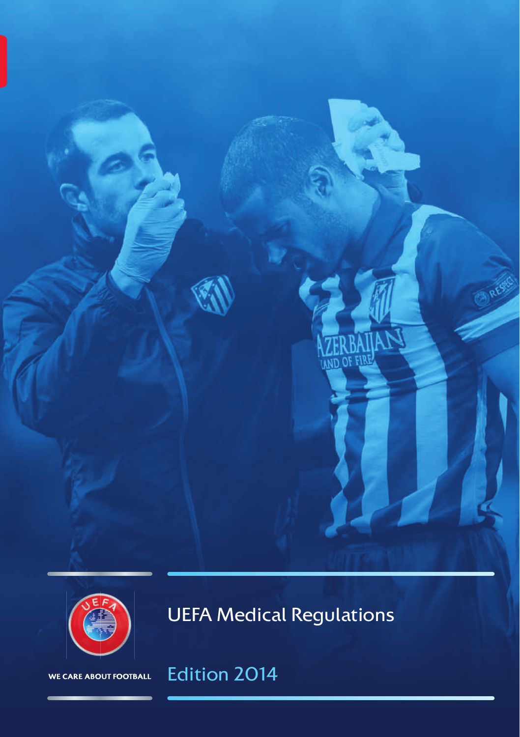# UEFA Medical Regulations

## Edition 2014

WE CARE ABOUT FOOTBALL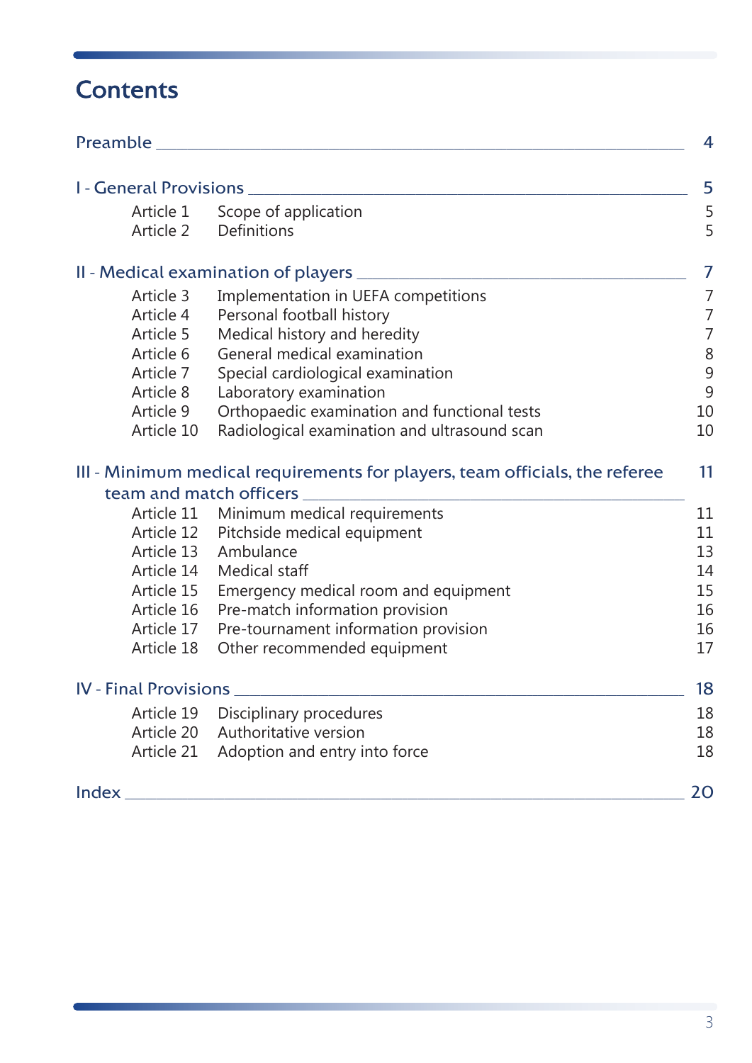# Contents

| | | |
|---|---|---|
| **Preamble** | | **4** |
| **I - General Provisions** | | **5** |
| Article 1 | Scope of application | 5 |
| Article 2 | Definitions | 5 |
| **II - Medical examination of players** | | **7** |
| Article 3 | Implementation in UEFA competitions | 7 |
| Article 4 | Personal football history | 7 |
| Article 5 | Medical history and heredity | 7 |
| Article 6 | General medical examination | 8 |
| Article 7 | Special cardiological examination | 9 |
| Article 8 | Laboratory examination | 9 |
| Article 9 | Orthopaedic examination and functional tests | 10 |
| Article 10 | Radiological examination and ultrasound scan | 10 |
| **III - Minimum medical requirements for players, team officials, the referee team and match officers** | | **11** |
| Article 11 | Minimum medical requirements | 11 |
| Article 12 | Pitchside medical equipment | 11 |
| Article 13 | Ambulance | 13 |
| Article 14 | Medical staff | 14 |
| Article 15 | Emergency medical room and equipment | 15 |
| Article 16 | Pre-match information provision | 16 |
| Article 17 | Pre-tournament information provision | 16 |
| Article 18 | Other recommended equipment | 17 |
| **IV - Final Provisions** | | **18** |
| Article 19 | Disciplinary procedures | 18 |
| Article 20 | Authoritative version | 18 |
| Article 21 | Adoption and entry into force | 18 |
| **Index** | | **20** |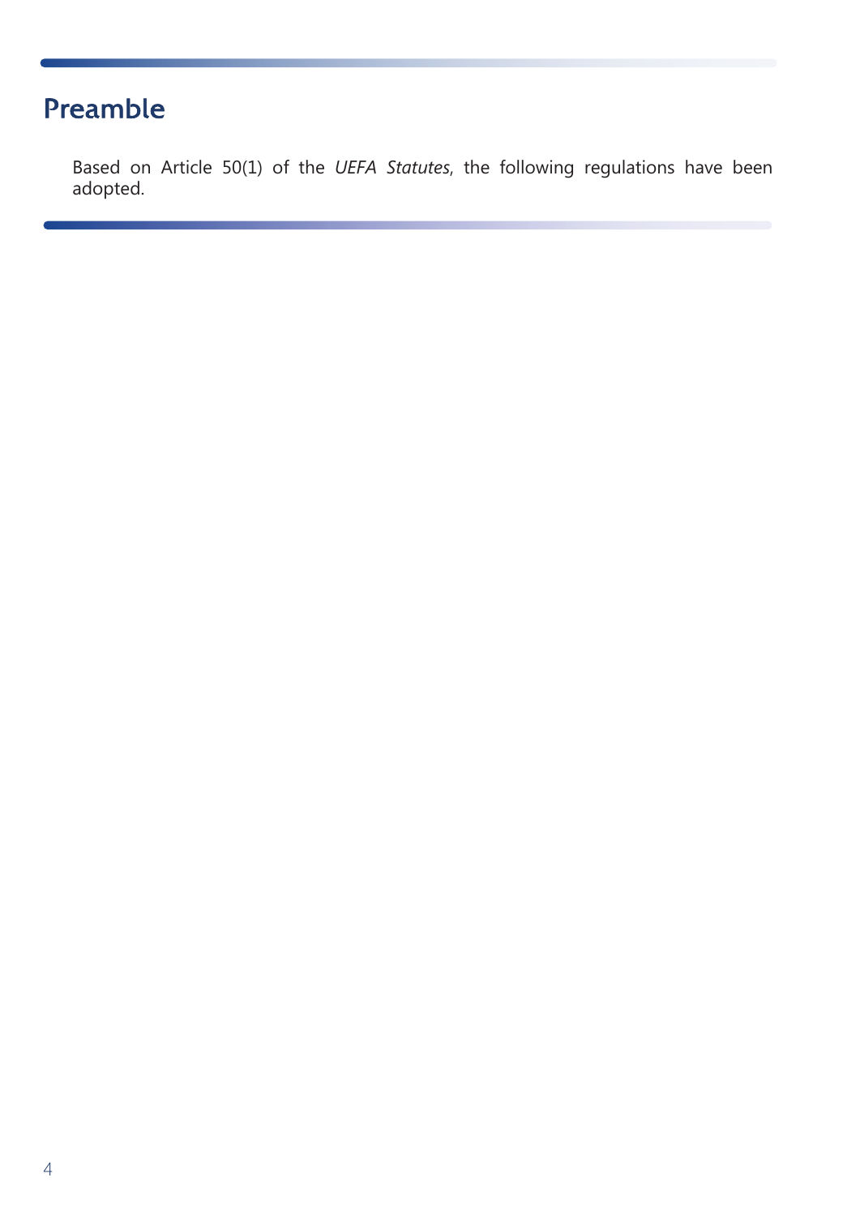# Preamble

Based on Article 50(1) of the *UEFA Statutes*, the following regulations have been adopted.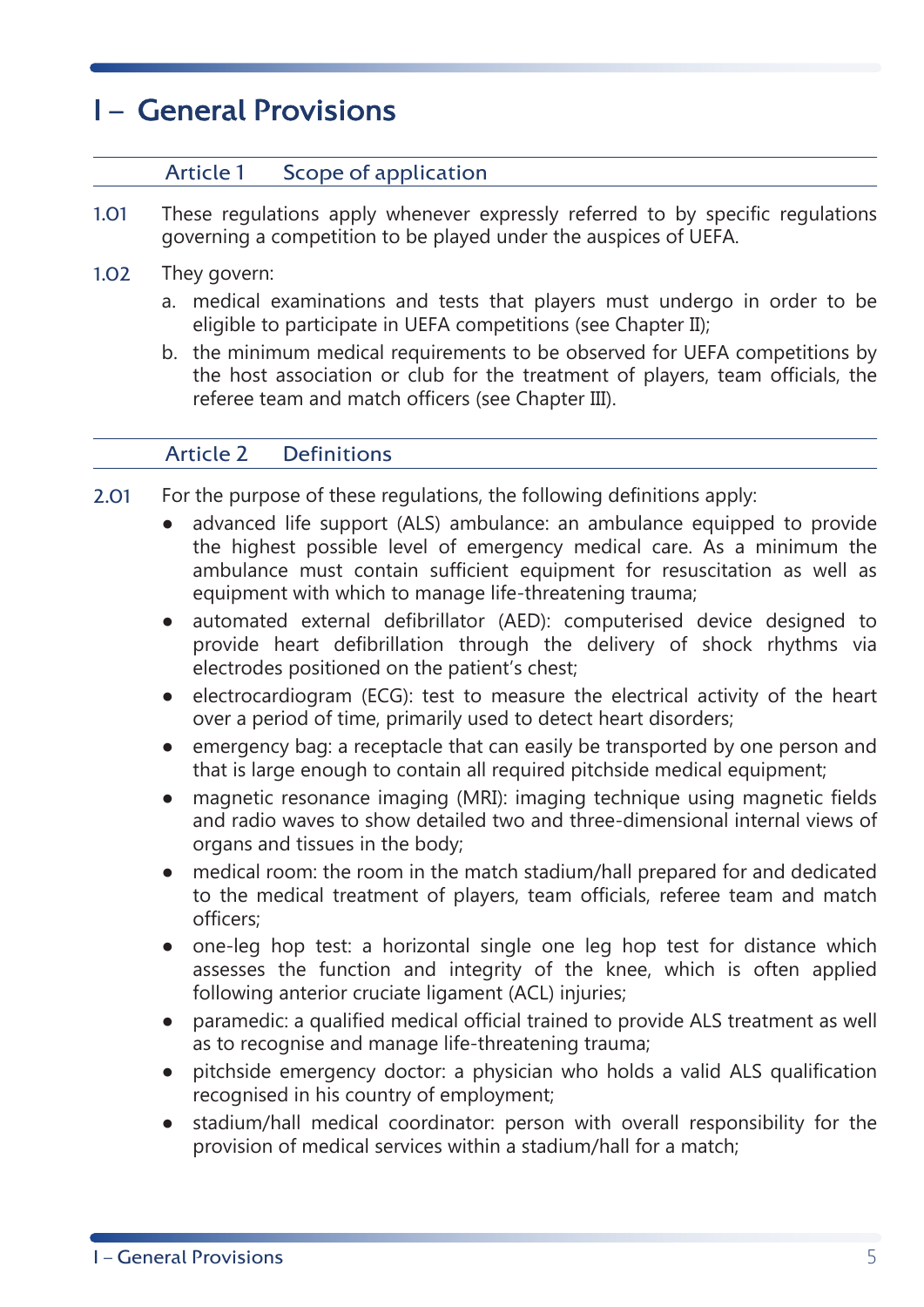# I – General Provisions

## Article 1 Scope of application

1.01 These regulations apply whenever expressly referred to by specific regulations governing a competition to be played under the auspices of UEFA.

1.02 They govern:

a. medical examinations and tests that players must undergo in order to be eligible to participate in UEFA competitions (see Chapter II);

b. the minimum medical requirements to be observed for UEFA competitions by the host association or club for the treatment of players, team officials, the referee team and match officers (see Chapter III).

## Article 2 Definitions

2.01 For the purpose of these regulations, the following definitions apply:

- advanced life support (ALS) ambulance: an ambulance equipped to provide the highest possible level of emergency medical care. As a minimum the ambulance must contain sufficient equipment for resuscitation as well as equipment with which to manage life-threatening trauma;
- automated external defibrillator (AED): computerised device designed to provide heart defibrillation through the delivery of shock rhythms via electrodes positioned on the patient's chest;
- electrocardiogram (ECG): test to measure the electrical activity of the heart over a period of time, primarily used to detect heart disorders;
- emergency bag: a receptacle that can easily be transported by one person and that is large enough to contain all required pitchside medical equipment;
- magnetic resonance imaging (MRI): imaging technique using magnetic fields and radio waves to show detailed two and three-dimensional internal views of organs and tissues in the body;
- medical room: the room in the match stadium/hall prepared for and dedicated to the medical treatment of players, team officials, referee team and match officers;
- one-leg hop test: a horizontal single one leg hop test for distance which assesses the function and integrity of the knee, which is often applied following anterior cruciate ligament (ACL) injuries;
- paramedic: a qualified medical official trained to provide ALS treatment as well as to recognise and manage life-threatening trauma;
- pitchside emergency doctor: a physician who holds a valid ALS qualification recognised in his country of employment;
- stadium/hall medical coordinator: person with overall responsibility for the provision of medical services within a stadium/hall for a match;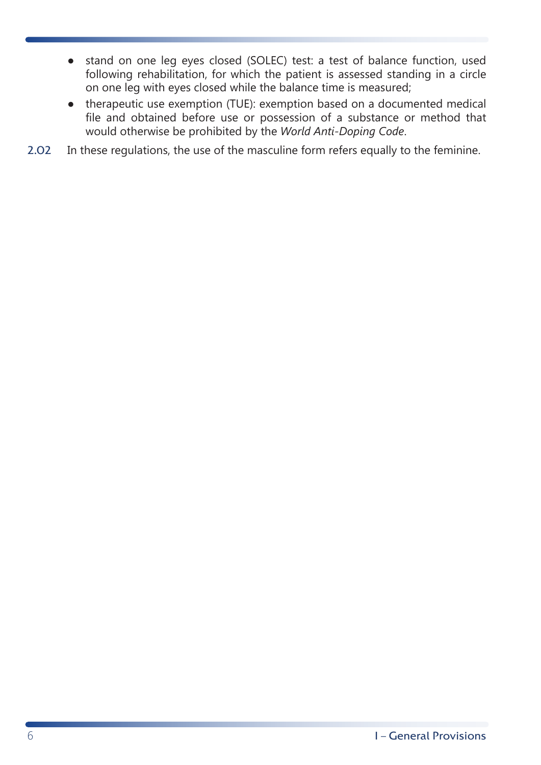- stand on one leg eyes closed (SOLEC) test: a test of balance function, used following rehabilitation, for which the patient is assessed standing in a circle on one leg with eyes closed while the balance time is measured;
- therapeutic use exemption (TUE): exemption based on a documented medical file and obtained before use or possession of a substance or method that would otherwise be prohibited by the *World Anti-Doping Code*.

2.02 In these regulations, the use of the masculine form refers equally to the feminine.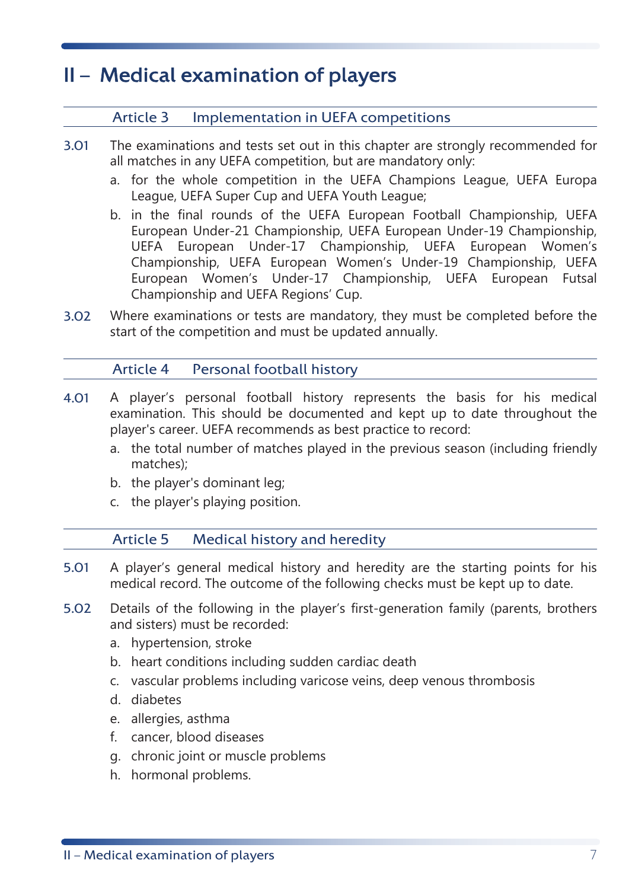# II – Medical examination of players

## Article 3 Implementation in UEFA competitions

3.01 The examinations and tests set out in this chapter are strongly recommended for all matches in any UEFA competition, but are mandatory only:

a. for the whole competition in the UEFA Champions League, UEFA Europa League, UEFA Super Cup and UEFA Youth League;

b. in the final rounds of the UEFA European Football Championship, UEFA European Under-21 Championship, UEFA European Under-19 Championship, UEFA European Under-17 Championship, UEFA European Women's Championship, UEFA European Women's Under-19 Championship, UEFA European Women's Under-17 Championship, UEFA European Futsal Championship and UEFA Regions' Cup.

3.02 Where examinations or tests are mandatory, they must be completed before the start of the competition and must be updated annually.

## Article 4 Personal football history

4.01 A player's personal football history represents the basis for his medical examination. This should be documented and kept up to date throughout the player's career. UEFA recommends as best practice to record:

a. the total number of matches played in the previous season (including friendly matches);

b. the player's dominant leg;

c. the player's playing position.

## Article 5 Medical history and heredity

5.01 A player's general medical history and heredity are the starting points for his medical record. The outcome of the following checks must be kept up to date.

5.02 Details of the following in the player's first-generation family (parents, brothers and sisters) must be recorded:

a. hypertension, stroke

b. heart conditions including sudden cardiac death

c. vascular problems including varicose veins, deep venous thrombosis

d. diabetes

e. allergies, asthma

f. cancer, blood diseases

g. chronic joint or muscle problems

h. hormonal problems.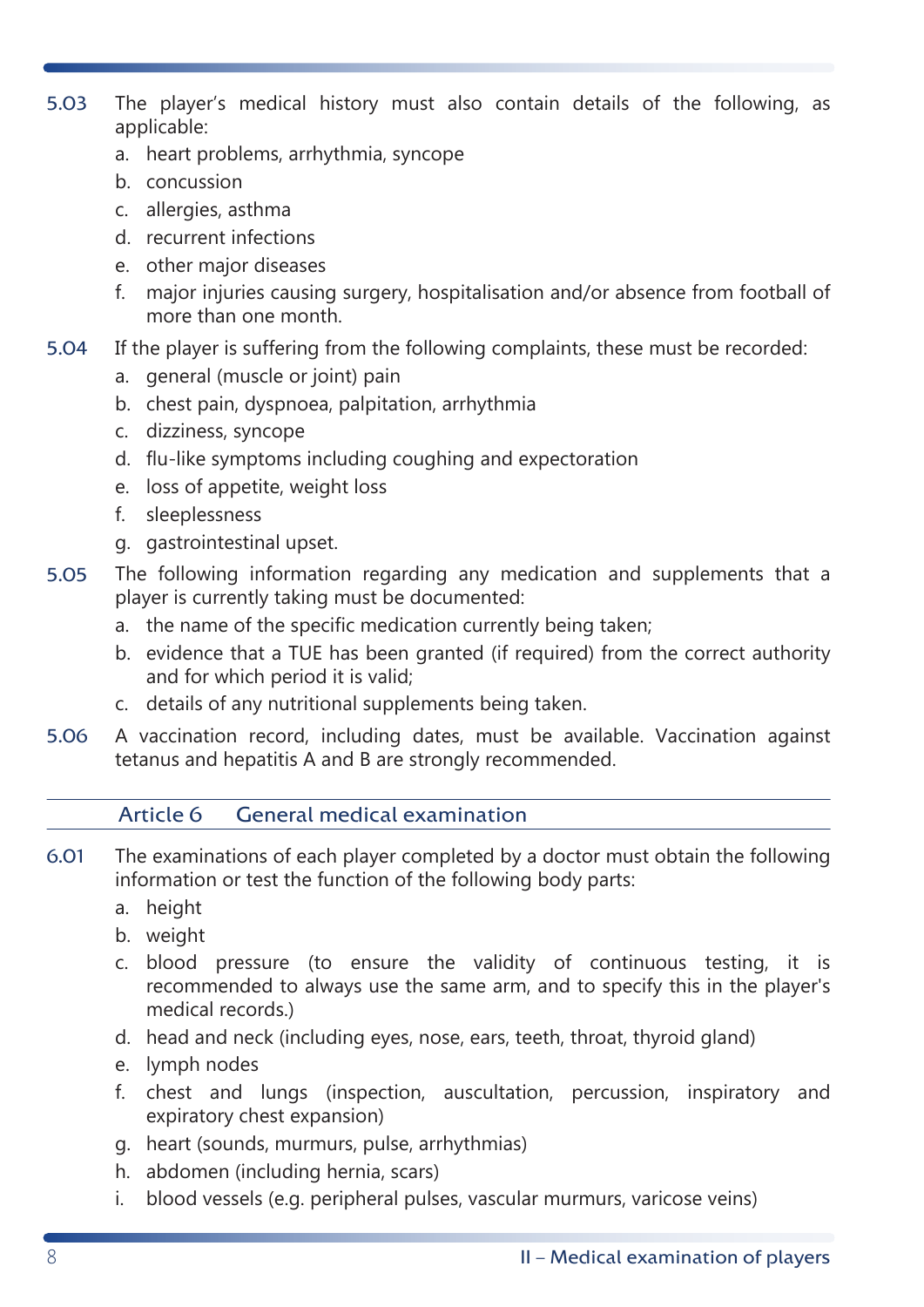5.03 The player's medical history must also contain details of the following, as applicable:

a. heart problems, arrhythmia, syncope
b. concussion
c. allergies, asthma
d. recurrent infections
e. other major diseases
f. major injuries causing surgery, hospitalisation and/or absence from football of more than one month.

5.04 If the player is suffering from the following complaints, these must be recorded:

a. general (muscle or joint) pain
b. chest pain, dyspnoea, palpitation, arrhythmia
c. dizziness, syncope
d. flu-like symptoms including coughing and expectoration
e. loss of appetite, weight loss
f. sleeplessness
g. gastrointestinal upset.

5.05 The following information regarding any medication and supplements that a player is currently taking must be documented:

a. the name of the specific medication currently being taken;
b. evidence that a TUE has been granted (if required) from the correct authority and for which period it is valid;
c. details of any nutritional supplements being taken.

5.06 A vaccination record, including dates, must be available. Vaccination against tetanus and hepatitis A and B are strongly recommended.

## Article 6 General medical examination

6.01 The examinations of each player completed by a doctor must obtain the following information or test the function of the following body parts:

a. height
b. weight
c. blood pressure (to ensure the validity of continuous testing, it is recommended to always use the same arm, and to specify this in the player's medical records.)
d. head and neck (including eyes, nose, ears, teeth, throat, thyroid gland)
e. lymph nodes
f. chest and lungs (inspection, auscultation, percussion, inspiratory and expiratory chest expansion)
g. heart (sounds, murmurs, pulse, arrhythmias)
h. abdomen (including hernia, scars)
i. blood vessels (e.g. peripheral pulses, vascular murmurs, varicose veins)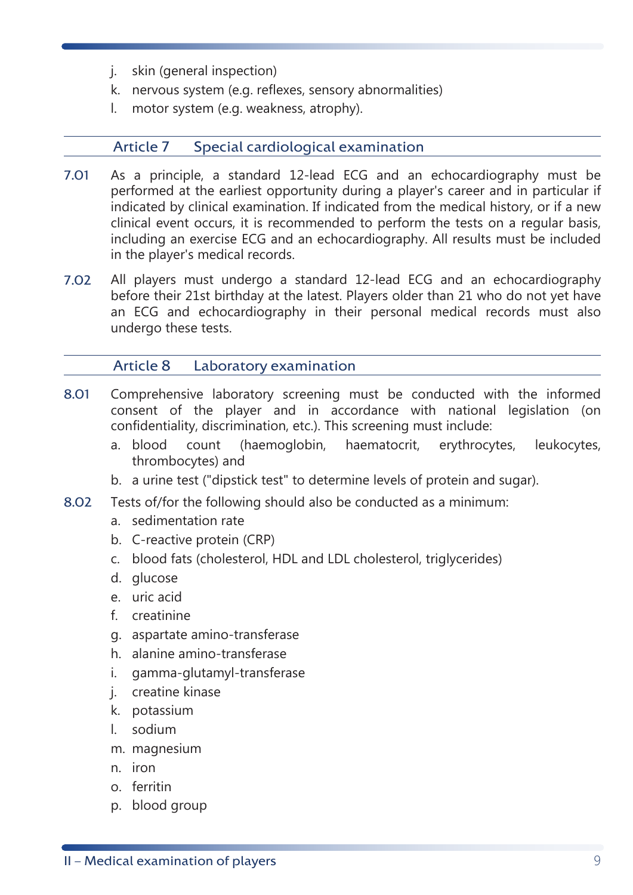j. skin (general inspection)
k. nervous system (e.g. reflexes, sensory abnormalities)
l. motor system (e.g. weakness, atrophy).

## Article 7 Special cardiological examination

**7.01** As a principle, a standard 12-lead ECG and an echocardiography must be performed at the earliest opportunity during a player's career and in particular if indicated by clinical examination. If indicated from the medical history, or if a new clinical event occurs, it is recommended to perform the tests on a regular basis, including an exercise ECG and an echocardiography. All results must be included in the player's medical records.

**7.02** All players must undergo a standard 12-lead ECG and an echocardiography before their 21st birthday at the latest. Players older than 21 who do not yet have an ECG and echocardiography in their personal medical records must also undergo these tests.

## Article 8 Laboratory examination

**8.01** Comprehensive laboratory screening must be conducted with the informed consent of the player and in accordance with national legislation (on confidentiality, discrimination, etc.). This screening must include:

a. blood count (haemoglobin, haematocrit, erythrocytes, leukocytes, thrombocytes) and
b. a urine test ("dipstick test" to determine levels of protein and sugar).

**8.02** Tests of/for the following should also be conducted as a minimum:

a. sedimentation rate
b. C-reactive protein (CRP)
c. blood fats (cholesterol, HDL and LDL cholesterol, triglycerides)
d. glucose
e. uric acid
f. creatinine
g. aspartate amino-transferase
h. alanine amino-transferase
i. gamma-glutamyl-transferase
j. creatine kinase
k. potassium
l. sodium
m. magnesium
n. iron
o. ferritin
p. blood group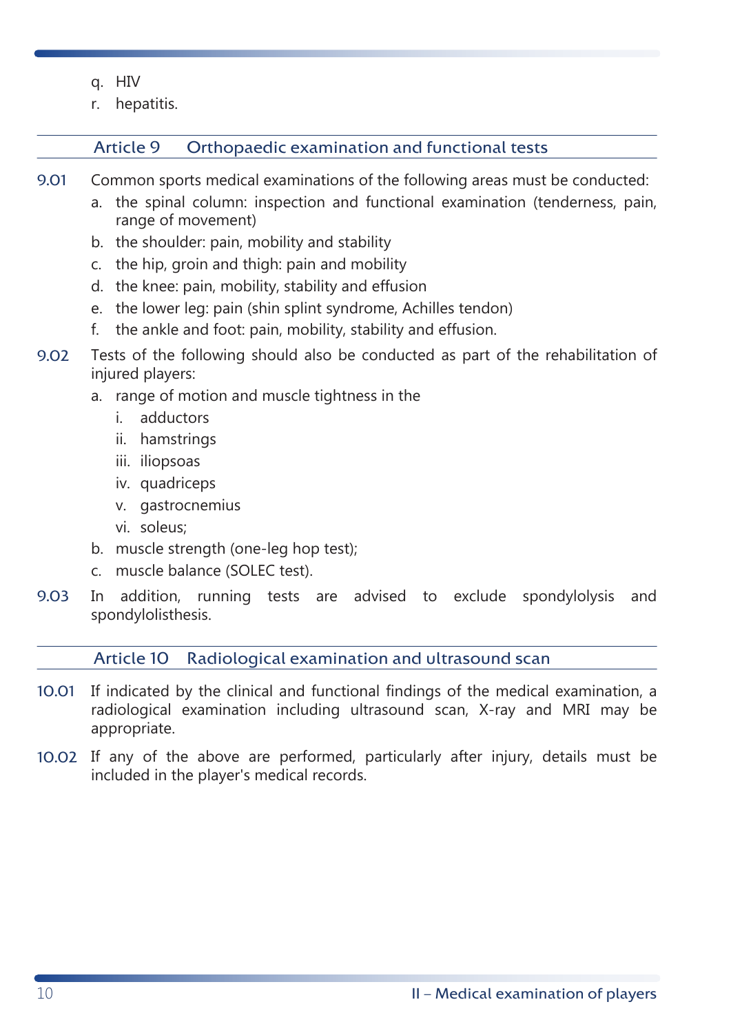q. HIV
r. hepatitis.

## Article 9 Orthopaedic examination and functional tests

**9.01** Common sports medical examinations of the following areas must be conducted:

a. the spinal column: inspection and functional examination (tenderness, pain, range of movement)
b. the shoulder: pain, mobility and stability
c. the hip, groin and thigh: pain and mobility
d. the knee: pain, mobility, stability and effusion
e. the lower leg: pain (shin splint syndrome, Achilles tendon)
f. the ankle and foot: pain, mobility, stability and effusion.

**9.02** Tests of the following should also be conducted as part of the rehabilitation of injured players:

a. range of motion and muscle tightness in the
   i. adductors
   ii. hamstrings
   iii. iliopsoas
   iv. quadriceps
   v. gastrocnemius
   vi. soleus;
b. muscle strength (one-leg hop test);
c. muscle balance (SOLEC test).

**9.03** In addition, running tests are advised to exclude spondylolysis and spondylolisthesis.

## Article 10 Radiological examination and ultrasound scan

**10.01** If indicated by the clinical and functional findings of the medical examination, a radiological examination including ultrasound scan, X-ray and MRI may be appropriate.

**10.02** If any of the above are performed, particularly after injury, details must be included in the player's medical records.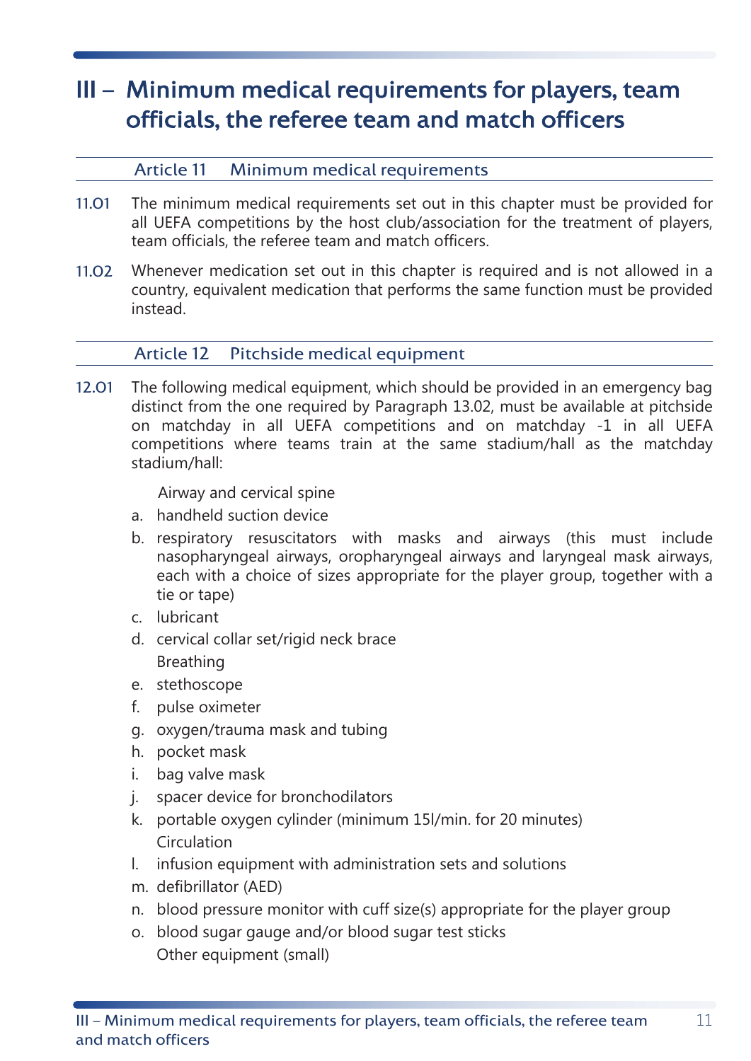# III – Minimum medical requirements for players, team officials, the referee team and match officers

## Article 11 Minimum medical requirements

11.01 The minimum medical requirements set out in this chapter must be provided for all UEFA competitions by the host club/association for the treatment of players, team officials, the referee team and match officers.

11.02 Whenever medication set out in this chapter is required and is not allowed in a country, equivalent medication that performs the same function must be provided instead.

## Article 12 Pitchside medical equipment

12.01 The following medical equipment, which should be provided in an emergency bag distinct from the one required by Paragraph 13.02, must be available at pitchside on matchday in all UEFA competitions and on matchday -1 in all UEFA competitions where teams train at the same stadium/hall as the matchday stadium/hall:

Airway and cervical spine

a. handheld suction device
b. respiratory resuscitators with masks and airways (this must include nasopharyngeal airways, oropharyngeal airways and laryngeal mask airways, each with a choice of sizes appropriate for the player group, together with a tie or tape)
c. lubricant
d. cervical collar set/rigid neck brace

Breathing

e. stethoscope
f. pulse oximeter
g. oxygen/trauma mask and tubing
h. pocket mask
i. bag valve mask
j. spacer device for bronchodilators
k. portable oxygen cylinder (minimum 15l/min. for 20 minutes)

Circulation

l. infusion equipment with administration sets and solutions
m. defibrillator (AED)
n. blood pressure monitor with cuff size(s) appropriate for the player group
o. blood sugar gauge and/or blood sugar test sticks

Other equipment (small)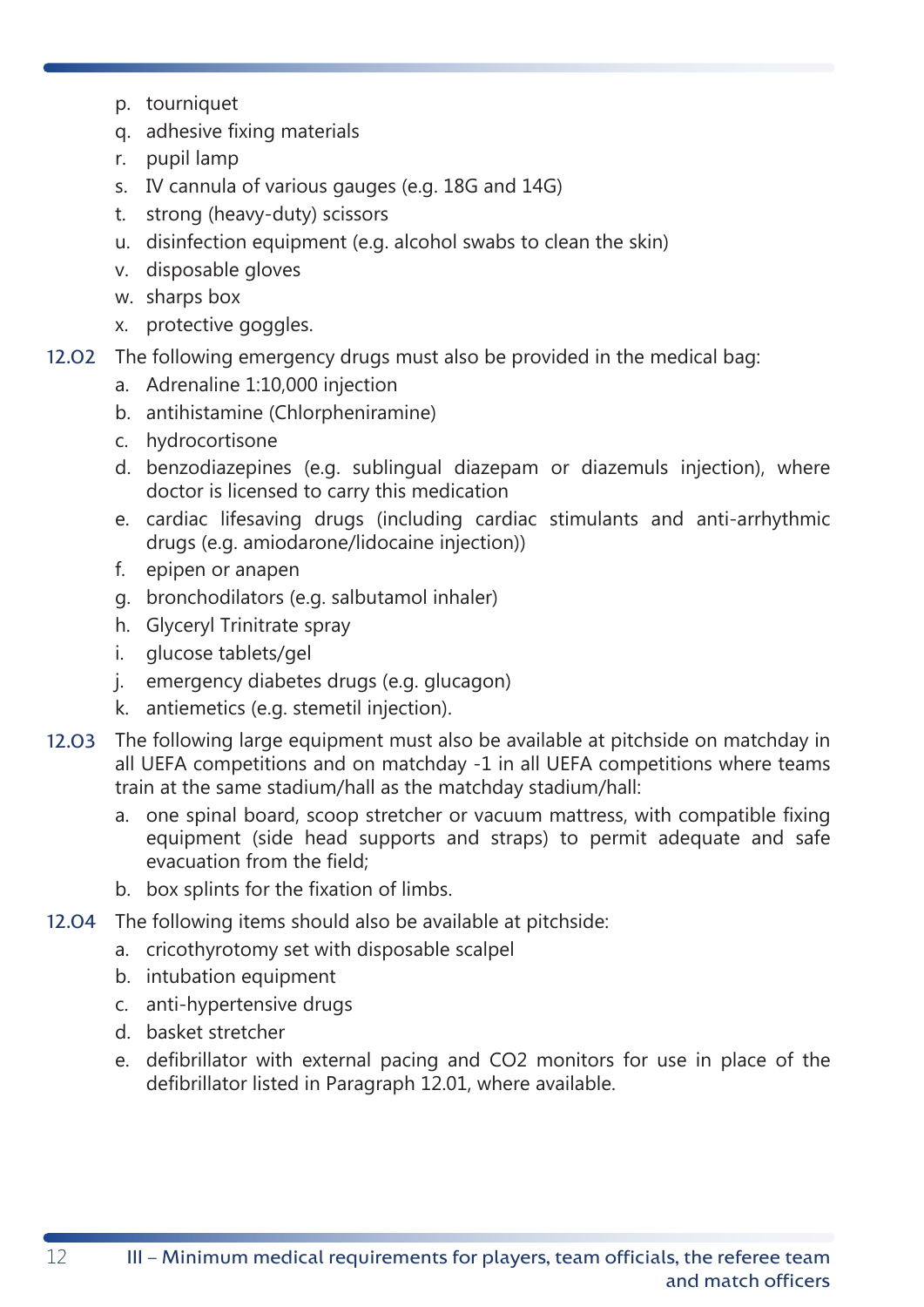p. tourniquet
q. adhesive fixing materials
r. pupil lamp
s. IV cannula of various gauges (e.g. 18G and 14G)
t. strong (heavy-duty) scissors
u. disinfection equipment (e.g. alcohol swabs to clean the skin)
v. disposable gloves
w. sharps box
x. protective goggles.

12.02 The following emergency drugs must also be provided in the medical bag:

a. Adrenaline 1:10,000 injection
b. antihistamine (Chlorpheniramine)
c. hydrocortisone
d. benzodiazepines (e.g. sublingual diazepam or diazemuls injection), where doctor is licensed to carry this medication
e. cardiac lifesaving drugs (including cardiac stimulants and anti-arrhythmic drugs (e.g. amiodarone/lidocaine injection))
f. epipen or anapen
g. bronchodilators (e.g. salbutamol inhaler)
h. Glyceryl Trinitrate spray
i. glucose tablets/gel
j. emergency diabetes drugs (e.g. glucagon)
k. antiemetics (e.g. stemetil injection).

12.03 The following large equipment must also be available at pitchside on matchday in all UEFA competitions and on matchday -1 in all UEFA competitions where teams train at the same stadium/hall as the matchday stadium/hall:

a. one spinal board, scoop stretcher or vacuum mattress, with compatible fixing equipment (side head supports and straps) to permit adequate and safe evacuation from the field;
b. box splints for the fixation of limbs.

12.04 The following items should also be available at pitchside:

a. cricothyrotomy set with disposable scalpel
b. intubation equipment
c. anti-hypertensive drugs
d. basket stretcher
e. defibrillator with external pacing and $CO_2$ monitors for use in place of the defibrillator listed in Paragraph 12.01, where available.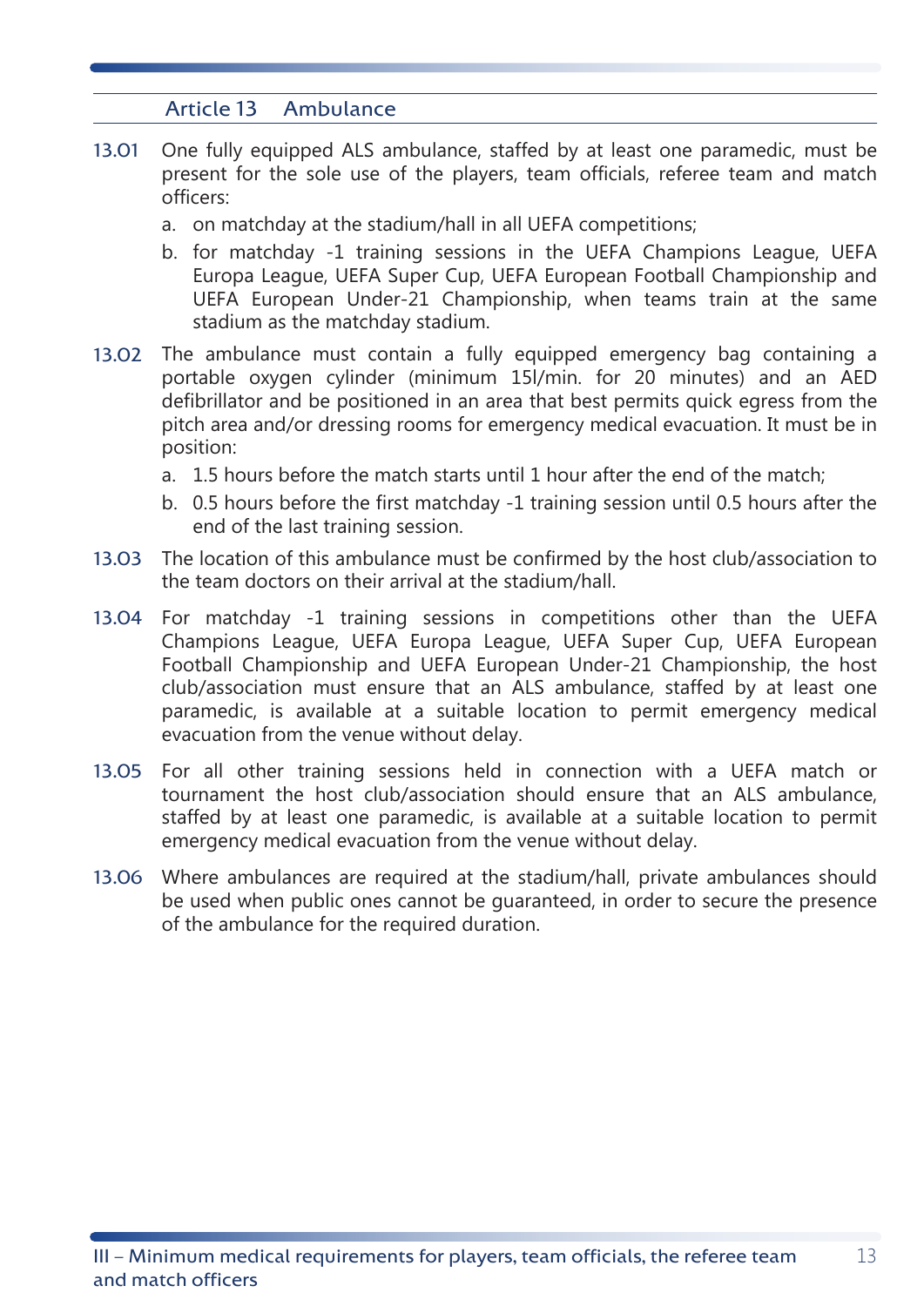## Article 13 Ambulance

13.01 One fully equipped ALS ambulance, staffed by at least one paramedic, must be present for the sole use of the players, team officials, referee team and match officers:

a. on matchday at the stadium/hall in all UEFA competitions;

b. for matchday -1 training sessions in the UEFA Champions League, UEFA Europa League, UEFA Super Cup, UEFA European Football Championship and UEFA European Under-21 Championship, when teams train at the same stadium as the matchday stadium.

13.02 The ambulance must contain a fully equipped emergency bag containing a portable oxygen cylinder (minimum 15l/min. for 20 minutes) and an AED defibrillator and be positioned in an area that best permits quick egress from the pitch area and/or dressing rooms for emergency medical evacuation. It must be in position:

a. 1.5 hours before the match starts until 1 hour after the end of the match;

b. 0.5 hours before the first matchday -1 training session until 0.5 hours after the end of the last training session.

13.03 The location of this ambulance must be confirmed by the host club/association to the team doctors on their arrival at the stadium/hall.

13.04 For matchday -1 training sessions in competitions other than the UEFA Champions League, UEFA Europa League, UEFA Super Cup, UEFA European Football Championship and UEFA European Under-21 Championship, the host club/association must ensure that an ALS ambulance, staffed by at least one paramedic, is available at a suitable location to permit emergency medical evacuation from the venue without delay.

13.05 For all other training sessions held in connection with a UEFA match or tournament the host club/association should ensure that an ALS ambulance, staffed by at least one paramedic, is available at a suitable location to permit emergency medical evacuation from the venue without delay.

13.06 Where ambulances are required at the stadium/hall, private ambulances should be used when public ones cannot be guaranteed, in order to secure the presence of the ambulance for the required duration.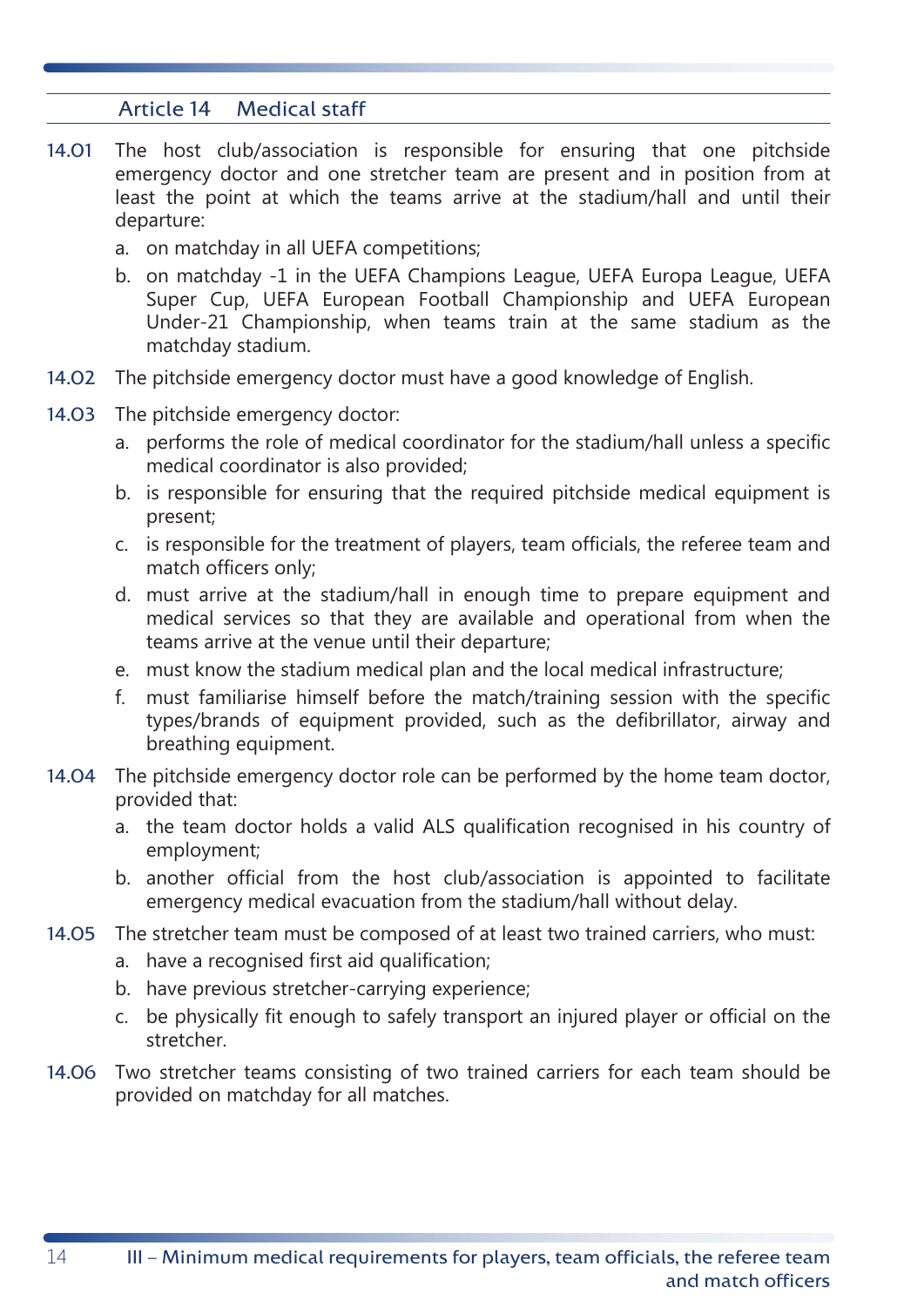## Article 14 Medical staff

14.01 The host club/association is responsible for ensuring that one pitchside emergency doctor and one stretcher team are present and in position from at least the point at which the teams arrive at the stadium/hall and until their departure:

a. on matchday in all UEFA competitions;

b. on matchday -1 in the UEFA Champions League, UEFA Europa League, UEFA Super Cup, UEFA European Football Championship and UEFA European Under-21 Championship, when teams train at the same stadium as the matchday stadium.

14.02 The pitchside emergency doctor must have a good knowledge of English.

14.03 The pitchside emergency doctor:

a. performs the role of medical coordinator for the stadium/hall unless a specific medical coordinator is also provided;

b. is responsible for ensuring that the required pitchside medical equipment is present;

c. is responsible for the treatment of players, team officials, the referee team and match officers only;

d. must arrive at the stadium/hall in enough time to prepare equipment and medical services so that they are available and operational from when the teams arrive at the venue until their departure;

e. must know the stadium medical plan and the local medical infrastructure;

f. must familiarise himself before the match/training session with the specific types/brands of equipment provided, such as the defibrillator, airway and breathing equipment.

14.04 The pitchside emergency doctor role can be performed by the home team doctor, provided that:

a. the team doctor holds a valid ALS qualification recognised in his country of employment;

b. another official from the host club/association is appointed to facilitate emergency medical evacuation from the stadium/hall without delay.

14.05 The stretcher team must be composed of at least two trained carriers, who must:

a. have a recognised first aid qualification;

b. have previous stretcher-carrying experience;

c. be physically fit enough to safely transport an injured player or official on the stretcher.

14.06 Two stretcher teams consisting of two trained carriers for each team should be provided on matchday for all matches.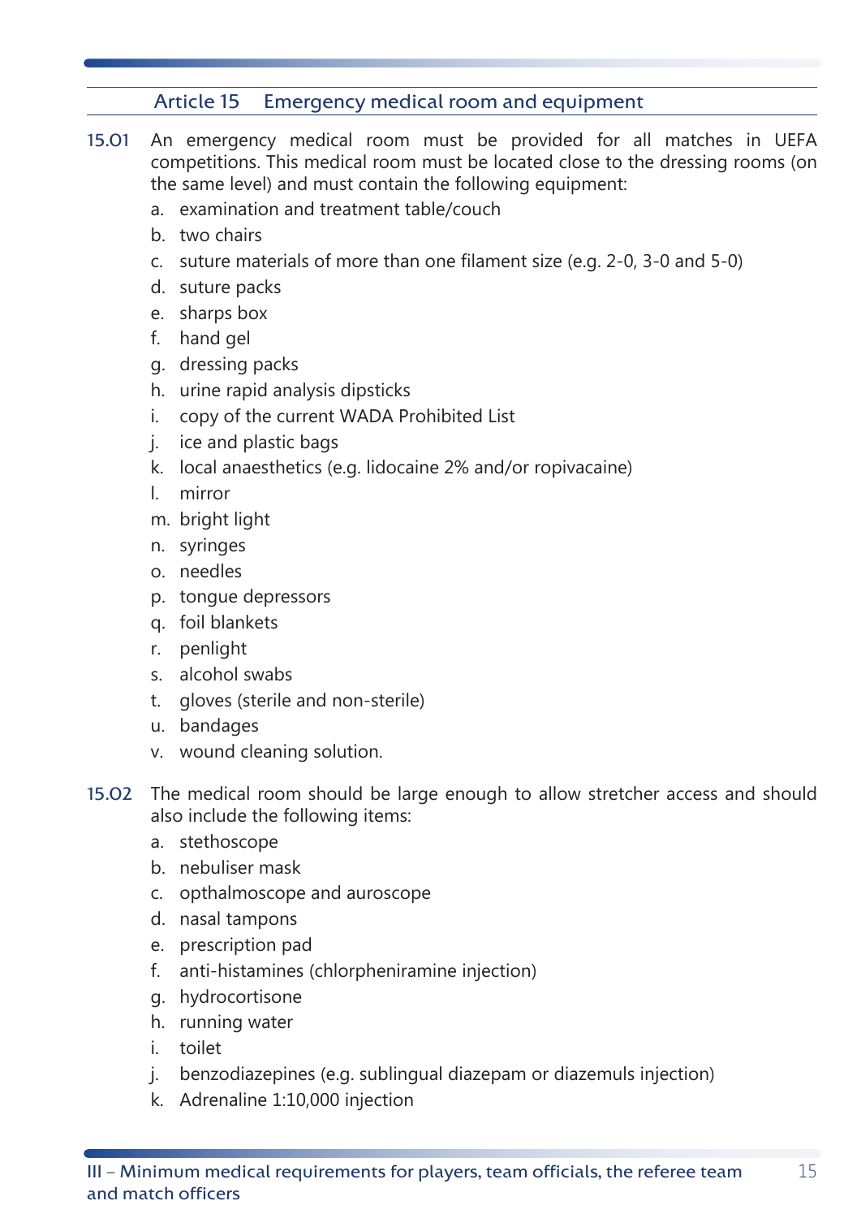## Article 15 Emergency medical room and equipment

15.01 An emergency medical room must be provided for all matches in UEFA competitions. This medical room must be located close to the dressing rooms (on the same level) and must contain the following equipment:

a. examination and treatment table/couch
b. two chairs
c. suture materials of more than one filament size (e.g. 2-0, 3-0 and 5-0)
d. suture packs
e. sharps box
f. hand gel
g. dressing packs
h. urine rapid analysis dipsticks
i. copy of the current WADA Prohibited List
j. ice and plastic bags
k. local anaesthetics (e.g. lidocaine 2% and/or ropivacaine)
l. mirror
m. bright light
n. syringes
o. needles
p. tongue depressors
q. foil blankets
r. penlight
s. alcohol swabs
t. gloves (sterile and non-sterile)
u. bandages
v. wound cleaning solution.

15.02 The medical room should be large enough to allow stretcher access and should also include the following items:

a. stethoscope
b. nebuliser mask
c. opthalmoscope and auroscope
d. nasal tampons
e. prescription pad
f. anti-histamines (chlorpheniramine injection)
g. hydrocortisone
h. running water
i. toilet
j. benzodiazepines (e.g. sublingual diazepam or diazemuls injection)
k. Adrenaline 1:10,000 injection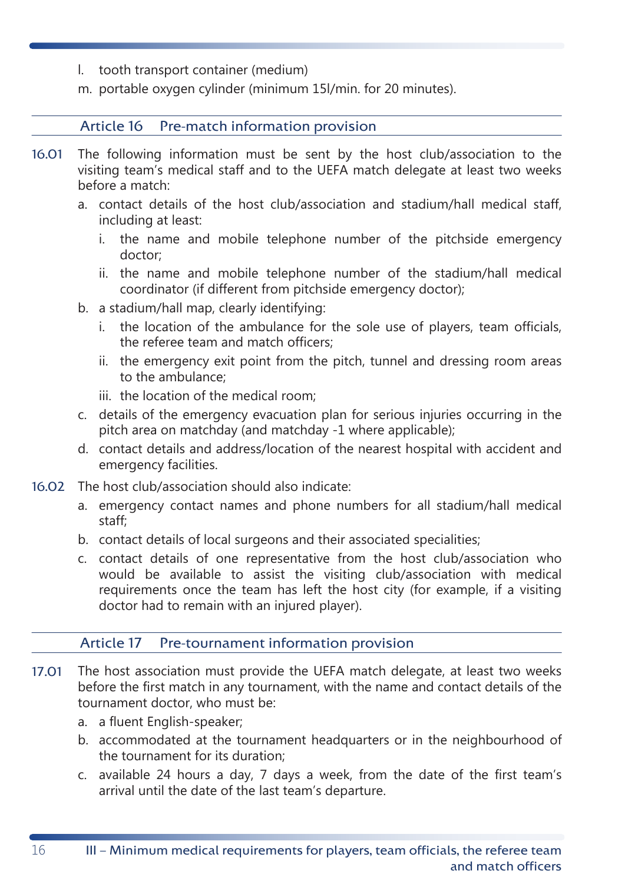l. tooth transport container (medium)
m. portable oxygen cylinder (minimum 15l/min. for 20 minutes).

## Article 16 Pre-match information provision

16.01 The following information must be sent by the host club/association to the visiting team's medical staff and to the UEFA match delegate at least two weeks before a match:

a. contact details of the host club/association and stadium/hall medical staff, including at least:
   i. the name and mobile telephone number of the pitchside emergency doctor;
   ii. the name and mobile telephone number of the stadium/hall medical coordinator (if different from pitchside emergency doctor);
b. a stadium/hall map, clearly identifying:
   i. the location of the ambulance for the sole use of players, team officials, the referee team and match officers;
   ii. the emergency exit point from the pitch, tunnel and dressing room areas to the ambulance;
   iii. the location of the medical room;
c. details of the emergency evacuation plan for serious injuries occurring in the pitch area on matchday (and matchday -1 where applicable);
d. contact details and address/location of the nearest hospital with accident and emergency facilities.

16.02 The host club/association should also indicate:

a. emergency contact names and phone numbers for all stadium/hall medical staff;
b. contact details of local surgeons and their associated specialities;
c. contact details of one representative from the host club/association who would be available to assist the visiting club/association with medical requirements once the team has left the host city (for example, if a visiting doctor had to remain with an injured player).

## Article 17 Pre-tournament information provision

17.01 The host association must provide the UEFA match delegate, at least two weeks before the first match in any tournament, with the name and contact details of the tournament doctor, who must be:

a. a fluent English-speaker;
b. accommodated at the tournament headquarters or in the neighbourhood of the tournament for its duration;
c. available 24 hours a day, 7 days a week, from the date of the first team's arrival until the date of the last team's departure.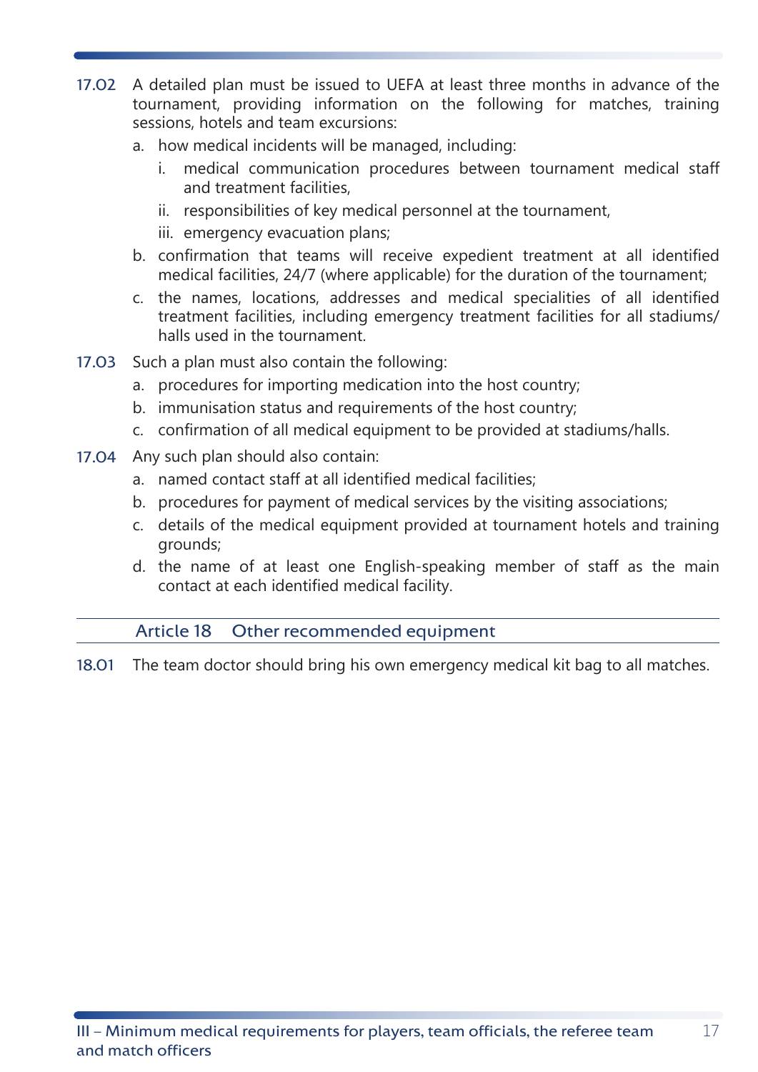17.02 A detailed plan must be issued to UEFA at least three months in advance of the tournament, providing information on the following for matches, training sessions, hotels and team excursions:

   a. how medical incidents will be managed, including:
      i. medical communication procedures between tournament medical staff and treatment facilities,
      ii. responsibilities of key medical personnel at the tournament,
      iii. emergency evacuation plans;
   b. confirmation that teams will receive expedient treatment at all identified medical facilities, 24/7 (where applicable) for the duration of the tournament;
   c. the names, locations, addresses and medical specialities of all identified treatment facilities, including emergency treatment facilities for all stadiums/halls used in the tournament.

17.03 Such a plan must also contain the following:

   a. procedures for importing medication into the host country;
   b. immunisation status and requirements of the host country;
   c. confirmation of all medical equipment to be provided at stadiums/halls.

17.04 Any such plan should also contain:

   a. named contact staff at all identified medical facilities;
   b. procedures for payment of medical services by the visiting associations;
   c. details of the medical equipment provided at tournament hotels and training grounds;
   d. the name of at least one English-speaking member of staff as the main contact at each identified medical facility.

## Article 18 Other recommended equipment

18.01 The team doctor should bring his own emergency medical kit bag to all matches.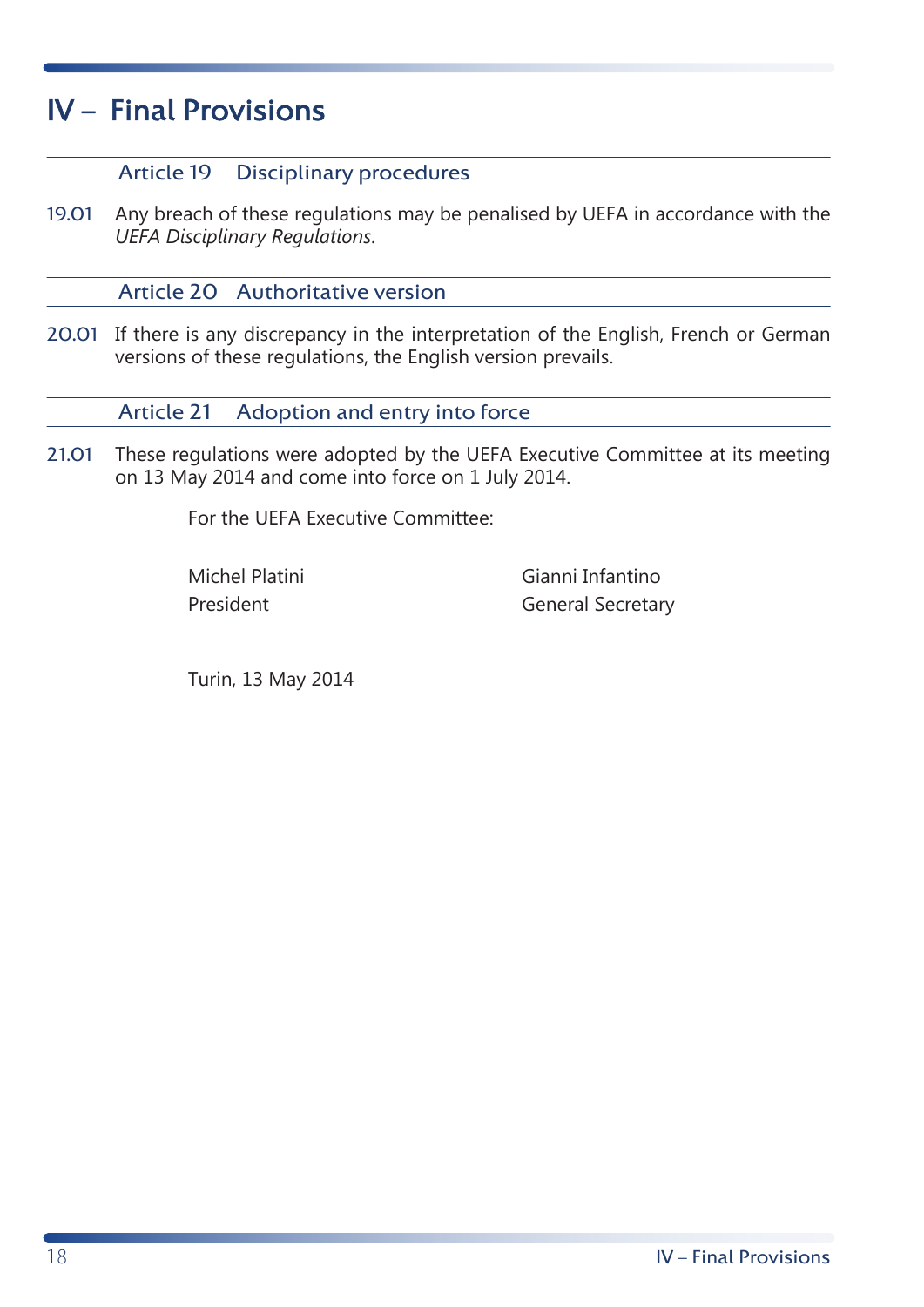# IV – Final Provisions

## Article 19 Disciplinary procedures

19.01 Any breach of these regulations may be penalised by UEFA in accordance with the *UEFA Disciplinary Regulations*.

## Article 20 Authoritative version

20.01 If there is any discrepancy in the interpretation of the English, French or German versions of these regulations, the English version prevails.

## Article 21 Adoption and entry into force

21.01 These regulations were adopted by the UEFA Executive Committee at its meeting on 13 May 2014 and come into force on 1 July 2014.

For the UEFA Executive Committee:

Michel Platini
President

Gianni Infantino
General Secretary

Turin, 13 May 2014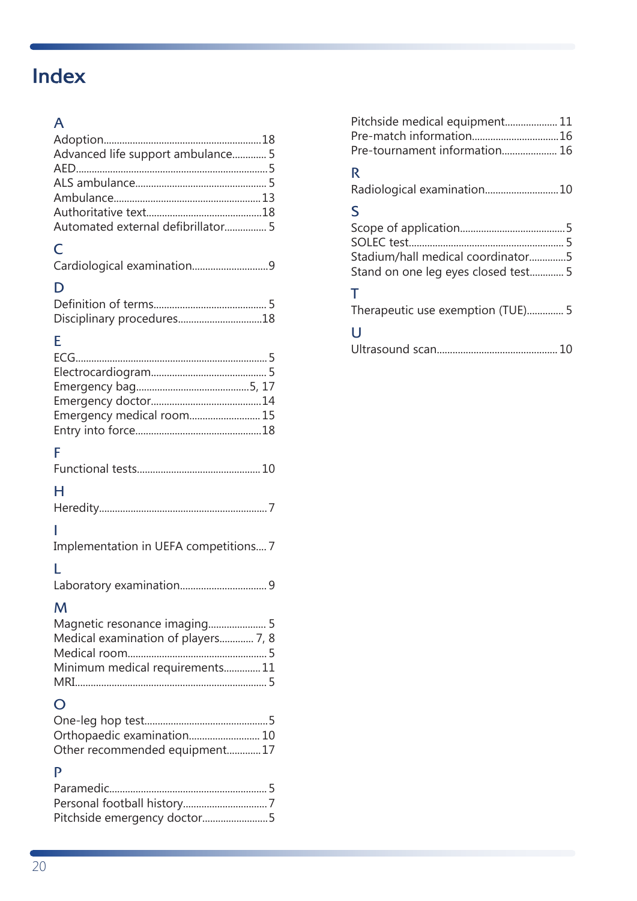# Index

## A

Adoption.......18
Advanced life support ambulance.......5
AED.......5
ALS ambulance.......5
Ambulance.......13
Authoritative text.......18
Automated external defibrillator.......5

## C

Cardiological examination.......9

## D

Definition of terms.......5
Disciplinary procedures.......18

## E

ECG.......5
Electrocardiogram.......5
Emergency bag.......5, 17
Emergency doctor.......14
Emergency medical room.......15
Entry into force.......18

## F

Functional tests.......10

## H

Heredity.......7

## I

Implementation in UEFA competitions.......7

## L

Laboratory examination.......9

## M

Magnetic resonance imaging.......5
Medical examination of players.......7, 8
Medical room.......5
Minimum medical requirements.......11
MRI.......5

## O

One-leg hop test.......5
Orthopaedic examination.......10
Other recommended equipment.......17

## P

Paramedic.......5
Personal football history.......7
Pitchside emergency doctor.......5
Pitchside medical equipment.......11
Pre-match information.......16
Pre-tournament information.......16

## R

Radiological examination.......10

## S

Scope of application.......5
SOLEC test.......5
Stadium/hall medical coordinator.......5
Stand on one leg eyes closed test.......5

## T

Therapeutic use exemption (TUE).......5

## U

Ultrasound scan.......10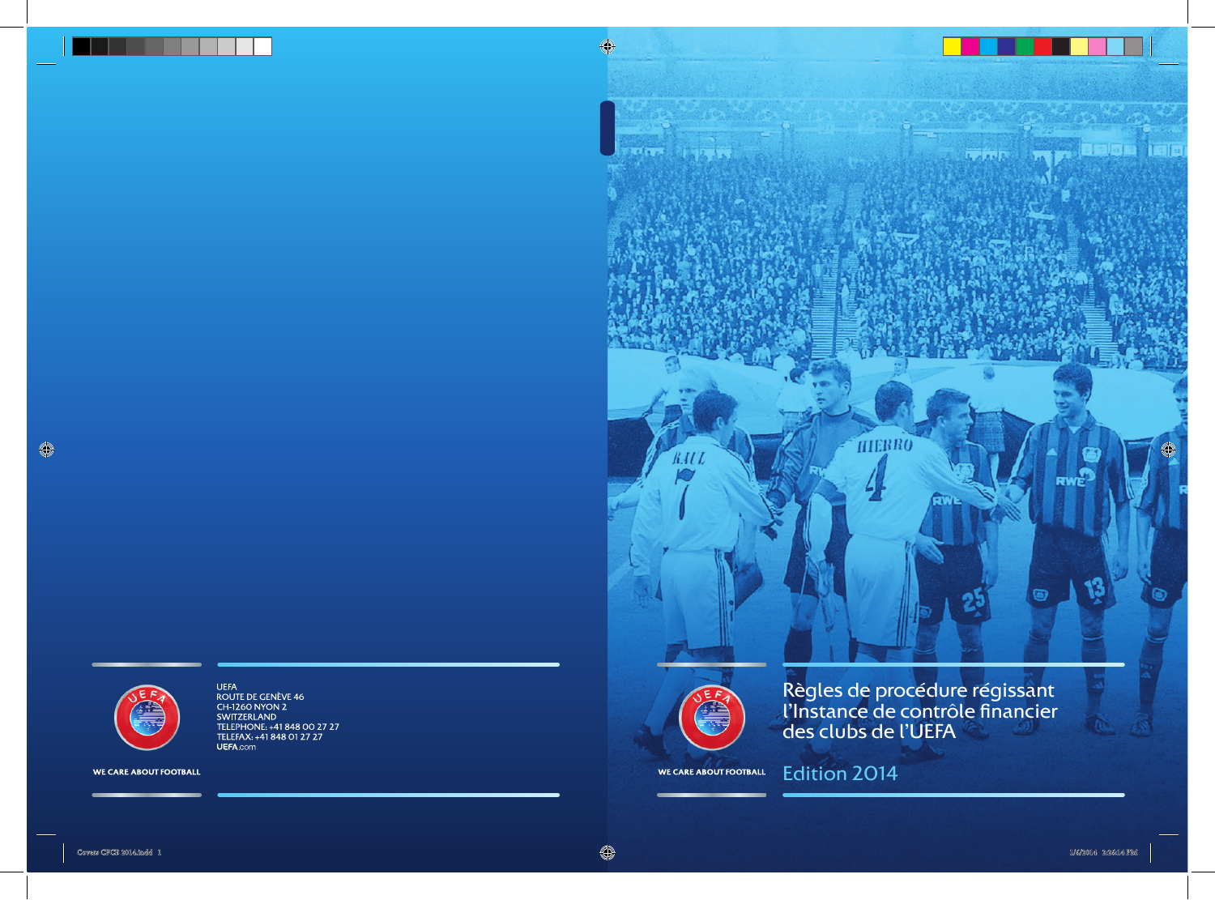UEFA
ROUTE DE GENÈVE 46
CH-1260 NYON 2
SWITZERLAND
TELEPHONE: +41 848 00 27 27
TELEFAX: +41 848 01 27 27
UEFA.com

WE CARE ABOUT FOOTBALL

# Règles de procédure régissant l'Instance de contrôle financier des clubs de l'UEFA

## Edition 2014

WE CARE ABOUT FOOTBALL